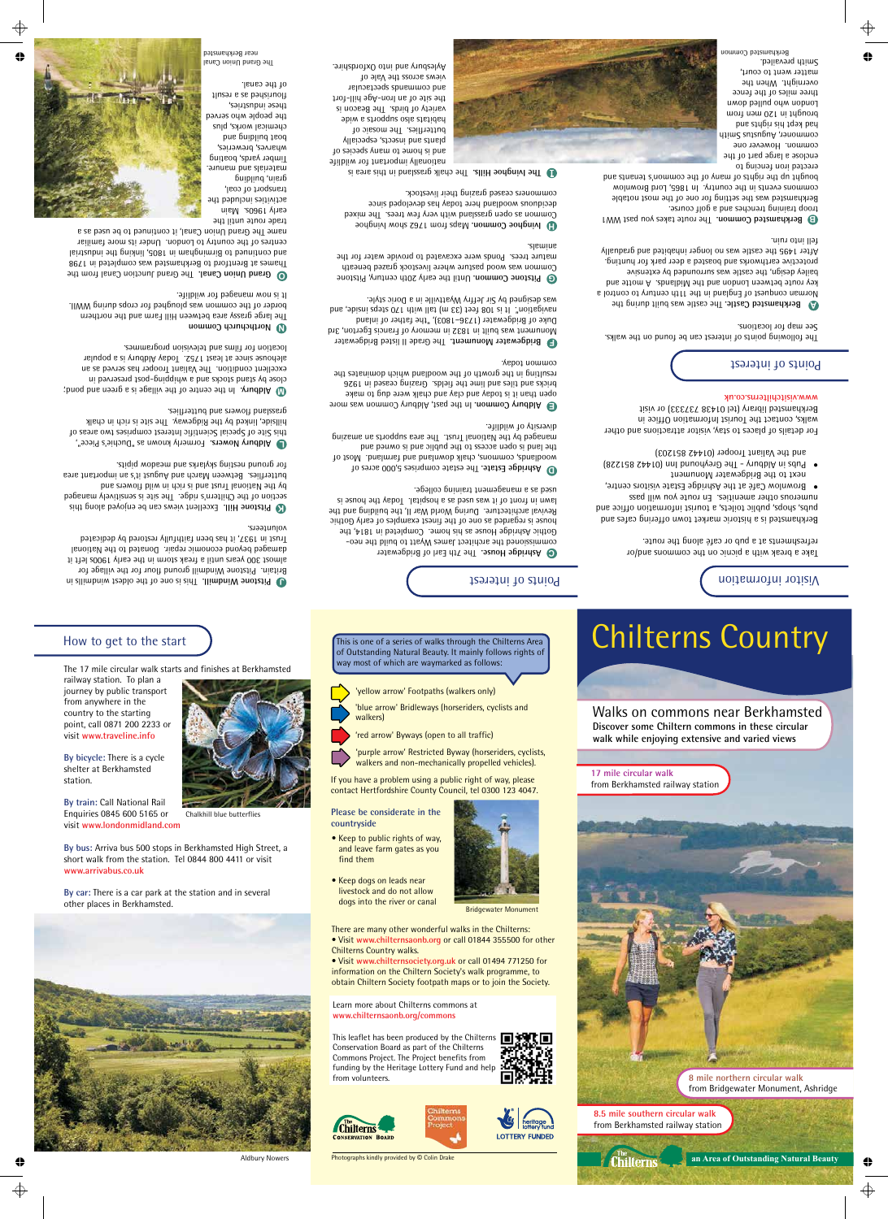# Chilterns Country

## Walks on commons near Berkhamsted

**Discover some Chiltern commons in these circular walk while enjoying extensive and varied views**

17 mile circular walk
from Berkhamsted railway station

8 mile northern circular walk
from Bridgewater Monument, Ashridge

8.5 mile southern circular walk
from Berkhamsted railway station

an Area of Outstanding Natural Beauty

## Visitor information

Take a break with a picnic on the commons and/or refreshments at a pub or café along the route.

Berkhamsted is a historic market town offering cafes and pubs, shops, public toilets, a tourist information office and numerous other amenities. En route you will pass

- Brownlow Café at the Ashridge Estate visitors centre, next to the Bridgewater Monument
- Pubs in Aldbury – The Greyhound Inn (01442 851228) and the Valiant Trooper (01442 851203)

For details of places to stay, visitor attractions and other walks, contact the Tourist Information Office in Berkhamsted library (tel 01438 737333) or visit **www.visitchilterns.co.uk**

## Points of interest

The following points of interest can be found on the walks. See map for locations.

**A Berkhamsted Castle.** The castle was built during the Norman conquest of England in the 11th century to control a key route between London and the Midlands. A motte and bailey design, the castle was surrounded by extensive protective earthworks and boasted a deer park for hunting. After 1495 the castle was no longer inhabited and gradually fell into ruin.

**B Berkhamsted Common.** The route takes you past WW1 troop training trenches and a golf course. Berkhamsted was the setting for one of the most notable commons events in the country. In 1865, Lord Brownlow bought up the rights of many of the common's tenants and erected iron fencing to enclose a large part of the common. However one commoner, Augustus Smith had kept his rights and brought in 120 men from London who pulled down three miles of the fence overnight. When the matter went to court, Smith prevailed.

Berkhamsted Common

**C Ashridge House.** The 7th Earl of Bridgewater commissioned the architect James Wyatt to build the neo-Gothic Ashridge House as his home. Completed in 1814, the house is regarded as one of the finest examples of early Gothic Revival architecture. During World War II, the building and the lawn in front of it was used as a hospital. Today the house is used as a management training college.

**D Ashridge Estate.** The estate comprises 5,000 acres of woodlands, commons, chalk downland and farmland. Most of the land is open access to the public and is owned and managed by the National Trust. The area supports an amazing diversity of wildlife.

**E Aldbury Common.** In the past, Aldbury Common was more open than it is today and clay and chalk were dug to make bricks and tiles and lime for the fields. Grazing ceased in 1926 resulting in the growth of the woodland which dominates the common today.

**F Bridgewater Monument.** The Grade II listed Bridgewater Monument was built in 1832 in memory of Francis Egerton, 3rd Duke of Bridgewater (1736–1803), "the father of inland navigation". It is 108 feet (33 m) tall with 170 steps inside, and was designed by Sir Jeffry Wyatville in a Doric style.

**G Pitstone Common.** Until the early 20th century, Pitstone Common was wood pasture where livestock grazed beneath mature trees. Ponds were excavated to provide water for the animals.

**H Ivinghoe Common.** Maps from 1762 show Ivinghoe Common as open grassland with very few trees. The mixed deciduous woodland here today has developed since commoners ceased grazing their livestock.

**I The Ivinghoe Hills.** The chalk grassland in this area is nationally important for wildlife and is home to many species of plants and insects, especially butterflies. The mosaic of habitats also supports a wide variety of birds. The Beacon is the site of an Iron-Age hill-fort and commands spectacular views across the Vale of Aylesbury and into Oxfordshire.

**J Pitstone Windmill.** This is one of the oldest windmills in Britain. Pitstone Windmill ground flour for the village for almost 300 years until a freak storm in the early 1900s left it damaged beyond economic repair. Donated to the National Trust in 1937, it has been faithfully restored by dedicated volunteers.

**K Pitstone Hill.** Excellent views can be enjoyed along this section of the Chiltern's ridge. The site is sensitively managed by the National Trust and is rich in wild flowers and butterflies. Between March and August it's an important area for ground nesting skylarks and meadow pipits.

**L Aldbury Nowers.** Formerly known as "Duchie's Piece", this Site of Special Scientific Interest comprises two areas of hillside, linked by the Ridgeway. The site is rich in chalk grassland flowers and butterflies.

**M Aldbury.** In the centre of the village is a green and pond; close by stand stocks and a whipping-post preserved in excellent condition. The Valiant Trooper has served as an alehouse since at least 1752. Today Aldbury is a popular location for films and television programmes.

**N Northchurch Common.** The large grassy area between Hill Farm and the northern border of the common was ploughed for crops during WWII. It is now managed for wildlife.

**O Grand Union Canal.** The Grand Junction Canal from the Thames at Brentford to Berkhamsted was completed in 1798 and continued to Birmingham in 1805, linking the industrial centres of the country to London. Under its more familiar name the Grand Union Canal, it continued to be used as a trade route until the early 1960s. Main activities included the transport of coal, grain, building materials and manure. Timber yards, boat building wharves, breweries, chemical works, plus the people who served these industries, flourished as a result of the canal.

The Grand Union Canal near Berkhamsted

## How to get to the start

The 17 mile circular walk starts and finishes at Berkhamsted railway station. To plan a journey by public transport from anywhere in the country to the starting point, call 0871 200 2233 or visit **www.traveline.info**

**By bicycle:** There is a cycle shelter at Berkhamsted station.

**By train:** Call National Rail Enquiries 0845 600 5165 or visit **www.londonmidland.com**

Chalkhill blue butterflies

**By bus:** Arriva bus 500 stops in Berkhamsted High Street, a short walk from the station. Tel 0844 800 4411 or visit **www.arrivabus.co.uk**

**By car:** There is a car park at the station and in several other places in Berkhamsted.

Aldbury Nowers

This is one of a series of walks through the Chilterns Area of Outstanding Natural Beauty. It mainly follows rights of way most of which are waymarked as follows:

- 'yellow arrow' Footpaths (walkers only)
- 'blue arrow' Bridleways (horseriders, cyclists and walkers)
- 'red arrow' Byways (open to all traffic)
- 'purple arrow' Restricted Byway (horseriders, cyclists, walkers and non-mechanically propelled vehicles).

If you have a problem using a public right of way, please contact Hertfordshire County Council, tel 0300 123 4047.

**Please be considerate in the countryside**

- Keep to public rights of way, and leave farm gates as you find them
- Keep dogs on leads near livestock and do not allow dogs into the river or canal

Bridgewater Monument

There are many other wonderful walks in the Chilterns:

- Visit **www.chilternsaonb.org** or call 01844 355500 for other Chilterns Country walks.
- Visit **www.chilternsociety.org.uk** or call 01494 771250 for information on the Chiltern Society's walk programme, to obtain Chiltern Society footpath maps or to join the Society.

Learn more about Chilterns commons at **www.chilternsaonb.org/commons**

This leaflet has been produced by the Chilterns Conservation Board as part of the Chilterns Commons Project. The Project benefits from funding by the Heritage Lottery Fund and help from volunteers.

The Chilterns Conservation Board | Chilterns Commons Project | Heritage Lottery Fund – Lottery Funded

Photographs kindly provided by © Colin Drake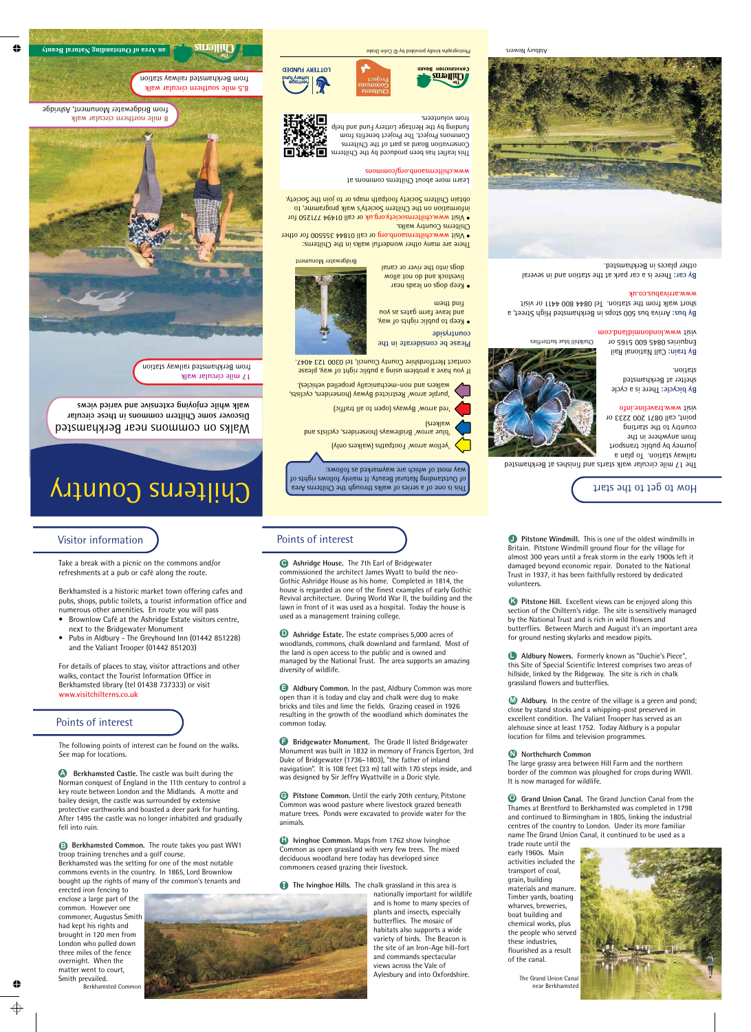# Chilterns Country

## Walks on commons near Berkhamsted

Discover some Chiltern commons in these circular walk while enjoying extensive and varied views

17 mile circular walk from Berkhamsted railway station

8 mile northern circular walk from Bridgewater Monument, Ashridge

8.5 mile southern circular walk from Berkhamsted railway station

The Chilterns an Area of Outstanding Natural Beauty

This is one of a series of walks through the Chilterns Area of Outstanding Natural Beauty. It mainly follows rights of way most of which are waymarked as follows:

- 'yellow arrow' Footpaths (walkers only)
- 'blue arrow' Bridleways (horseriders, cyclists and walkers)
- 'red arrow' Byways (open to all traffic)
- 'purple arrow' Restricted Byway (horseriders, cyclists, walkers and non-mechanically propelled vehicles).

If you have a problem using a public right of way, please contact Hertfordshire County Council, tel 0300 123 4047.

### Please be considerate in the countryside

- Keep to public rights of way, and leave farm gates as you find them
- Keep dogs on leads near livestock and do not allow dogs into the river or canal

Bridgewater Monument

There are many other wonderful walks in the Chilterns:

- Visit www.chilternsaonb.org or call 01844 355500 for other Chilterns Country walks.
- Visit www.chilternsociety.org.uk or call 01494 771250 for information on the Chiltern Society's walk programme, to obtain Chiltern Society footpath maps or to join the Society.

Learn more about Chilterns commons at www.chilternsaonb.org/commons

This leaflet has been produced by the Chilterns Conservation Board as part of the Chilterns Commons Project. The Project benefits from funding by the Heritage Lottery Fund and help from volunteers.

The Chilterns Conservation Board — Chilterns Commons Project — Heritage Lottery Fund, Lottery Funded

Photographs kindly provided by © Colin Drake

Aldbury Nowers

## How to get to the start

The 17 mile circular walk starts and finishes at Berkhamsted railway station. To plan a journey by public transport from anywhere in the country to the starting point, call 0871 200 2233 or visit www.traveline.info

Chalkhill blue butterflies

**By bicycle:** There is a cycle shelter at Berkhamsted station.

**By train:** Call National Rail Enquiries 0845 600 5165 or visit www.londonmidland.com

**By bus:** Arriva bus 500 stops in Berkhamsted High Street, a short walk from the station. Tel 0844 800 4411 or visit www.arrivabus.co.uk

**By car:** There is a car park at the station and in several other places in Berkhamsted.

## Visitor information

Take a break with a picnic on the commons and/or refreshments at a pub or café along the route.

Berkhamsted is a historic market town offering cafes and pubs, shops, public toilets, a tourist information office and numerous other amenities. En route you will pass

- Brownlow Café at the Ashridge Estate visitors centre, next to the Bridgewater Monument
- Pubs in Aldbury - The Greyhound Inn (01442 851228) and the Valiant Trooper (01442 851203)

For details of places to stay, visitor attractions and other walks, contact the Tourist Information Office in Berkhamsted library (tel 01438 737333) or visit www.visitchilterns.co.uk

## Points of interest

The following points of interest can be found on the walks. See map for locations.

**A Berkhamsted Castle.** The castle was built during the Norman conquest of England in the 11th century to control a key route between London and the Midlands. A motte and bailey design, the castle was surrounded by extensive protective earthworks and boasted a deer park for hunting. After 1495 the castle was no longer inhabited and gradually fell into ruin.

**B Berkhamsted Common.** The route takes you past WW1 troop training trenches and a golf course. Berkhamsted was the setting for one of the most notable commons events in the country. In 1865, Lord Brownlow bought up the rights of many of the common's tenants and erected iron fencing to enclose a large part of the common. However one commoner, Augustus Smith had kept his rights and brought in 120 men from London who pulled down three miles of the fence overnight. When the matter went to court, Smith prevailed.

Berkhamsted Common

## Points of interest

**C Ashridge House.** The 7th Earl of Bridgewater commissioned the architect James Wyatt to build the neo-Gothic Ashridge House as his home. Completed in 1814, the house is regarded as one of the finest examples of early Gothic Revival architecture. During World War II, the building and the lawn in front of it was used as a hospital. Today the house is used as a management training college.

**D Ashridge Estate.** The estate comprises 5,000 acres of woodlands, commons, chalk downland and farmland. Most of the land is open access to the public and is owned and managed by the National Trust. The area supports an amazing diversity of wildlife.

**E Aldbury Common.** In the past, Aldbury Common was more open than it is today and clay and chalk were dug to make bricks and tiles and lime the fields. Grazing ceased in 1926 resulting in the growth of the woodland which dominates the common today.

**F Bridgewater Monument.** The Grade II listed Bridgewater Monument was built in 1832 in memory of Francis Egerton, 3rd Duke of Bridgewater (1736–1803), "the father of inland navigation". It is 108 feet (33 m) tall with 170 steps inside, and was designed by Sir Jeffry Wyattville in a Doric style.

**G Pitstone Common.** Until the early 20th century, Pitstone Common was wood pasture where livestock grazed beneath mature trees. Ponds were excavated to provide water for the animals.

**H Ivinghoe Common.** Maps from 1762 show Ivinghoe Common as open grassland with very few trees. The mixed deciduous woodland here today has developed since commoners ceased grazing their livestock.

**I The Ivinghoe Hills.** The chalk grassland in this area is nationally important for wildlife and is home to many species of plants and insects, especially butterflies. The mosaic of habitats also supports a wide variety of birds. The Beacon is the site of an Iron-Age hill-fort and commands spectacular views across the Vale of Aylesbury and into Oxfordshire.

**J Pitstone Windmill.** This is one of the oldest windmills in Britain. Pitstone Windmill ground flour for the village for almost 300 years until a freak storm in the early 1900s left it damaged beyond economic repair. Donated to the National Trust in 1937, it has been faithfully restored by dedicated volunteers.

**K Pitstone Hill.** Excellent views can be enjoyed along this section of the Chiltern's ridge. The site is sensitively managed by the National Trust and is rich in wild flowers and butterflies. Between March and August it's an important area for ground nesting skylarks and meadow pipits.

**L Aldbury Nowers.** Formerly known as "Duchie's Piece", this Site of Special Scientific Interest comprises two areas of hillside, linked by the Ridgeway. The site is rich in chalk grassland flowers and butterflies.

**M Aldbury.** In the centre of the village is a green and pond; close by stand stocks and a whipping-post preserved in excellent condition. The Valiant Trooper has served as an alehouse since at least 1752. Today Aldbury is a popular location for films and television programmes.

**N Northchurch Common**
The large grassy area between Hill Farm and the northern border of the common was ploughed for crops during WWII. It is now managed for wildlife.

**O Grand Union Canal.** The Grand Junction Canal from the Thames at Brentford to Berkhamsted was completed in 1798 and continued to Birmingham in 1805, linking the industrial centres of the country to London. Under its more familiar name The Grand Union Canal, it continued to be used as a trade route until the early 1960s. Main activities included the transport of coal, grain, building materials and manure. Timber yards, boating wharves, breweries, boat building and chemical works, plus the people who served these industries, flourished as a result of the canal.

The Grand Union Canal near Berkhamsted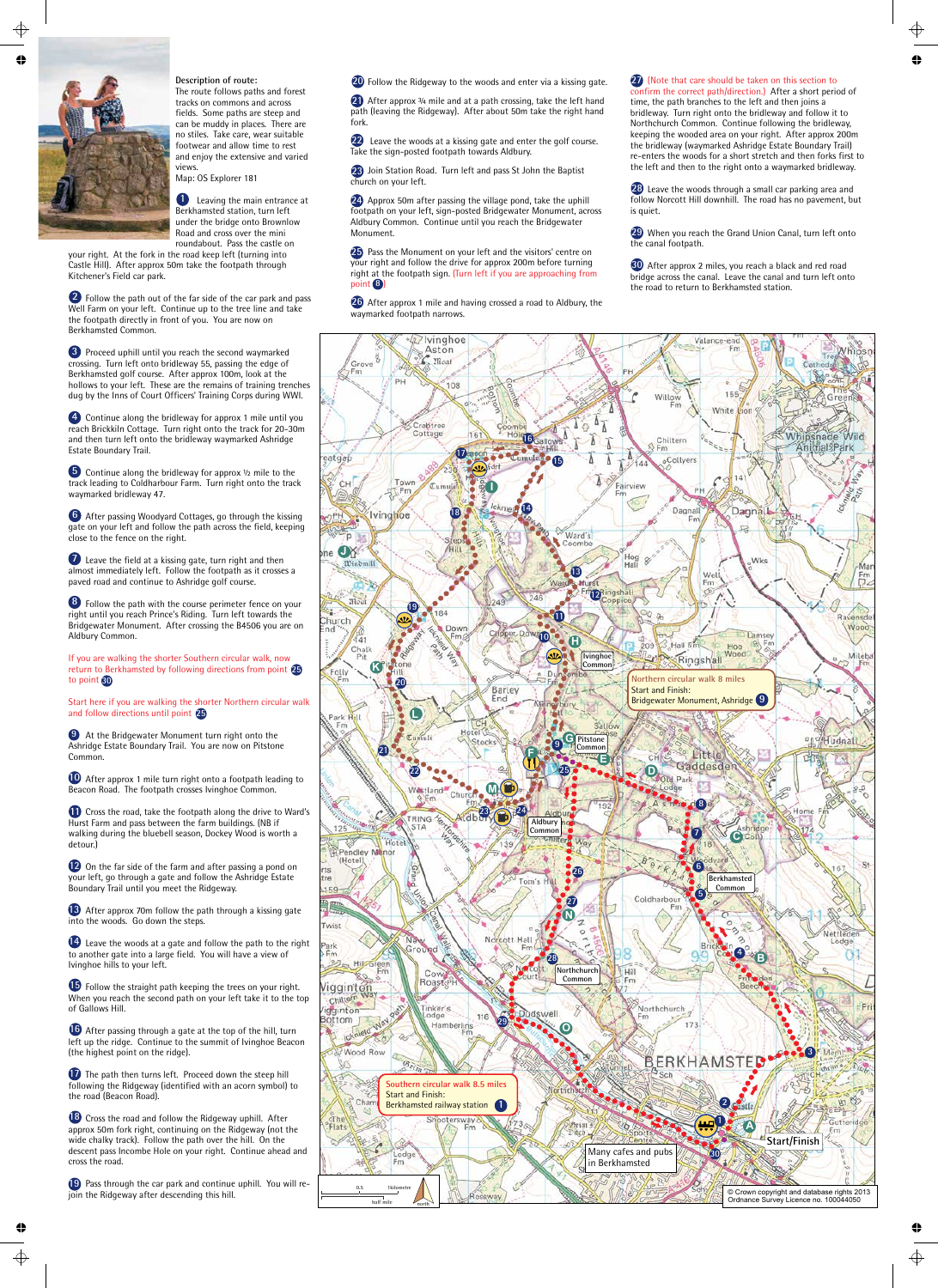**Description of route:**
The route follows paths and forest tracks on commons and across fields. Some paths are steep and can be muddy in places. There are no stiles. Take care, wear suitable footwear and allow time to rest and enjoy the extensive and varied views.
Map: OS Explorer 181

1. Leaving the main entrance at Berkhamsted station, turn left under the bridge onto Brownlow Road and cross over the mini roundabout. Pass the castle on your right. At the fork in the road keep left (turning into Castle Hill). After approx 50m take the footpath through Kitchener's Field car park.

2. Follow the path out of the far side of the car park and pass Well Farm on your left. Continue up to the tree line and take the footpath directly in front of you. You are now on Berkhamsted Common.

3. Proceed uphill until you reach the second waymarked crossing. Turn left onto bridleway 55, passing the edge of Berkhamsted golf course. After approx 100m, look at the hollows to your left. These are the remains of training trenches dug by the Inns of Court Officers' Training Corps during WWI.

4. Continue along the bridleway for approx 1 mile until you reach Brickkiln Cottage. Turn right onto the track for 20-30m and then turn left onto the bridleway waymarked Ashridge Estate Boundary Trail.

5. Continue along the bridleway for approx ½ mile to the track leading to Coldharbour Farm. Turn right onto the track waymarked bridleway 47.

6. After passing Woodyard Cottages, go through the kissing gate on your left and follow the path across the field, keeping close to the fence on the right.

7. Leave the field at a kissing gate, turn right and then almost immediately left. Follow the footpath as it crosses a paved road and continue to Ashridge golf course.

8. Follow the path with the course perimeter fence on your right until you reach Prince's Riding. Turn left towards the Bridgewater Monument. After crossing the B4506 you are on Aldbury Common.

If you are walking the shorter Southern circular walk, now return to Berkhamsted by following directions from point 25 to point 30

Start here if you are walking the shorter Northern circular walk and follow directions until point 25

9. At the Bridgewater Monument turn right onto the Ashridge Estate Boundary Trail. You are now on Pitstone Common.

10. After approx 1 mile turn right onto a footpath leading to Beacon Road. The footpath crosses Ivinghoe Common.

11. Cross the road, take the footpath along the drive to Ward's Hurst Farm and pass between the farm buildings. (NB if walking during the bluebell season, Dockey Wood is worth a detour.)

12. On the far side of the farm and after passing a pond on your left, go through a gate and follow the Ashridge Estate Boundary Trail until you meet the Ridgeway.

13. After approx 70m follow the path through a kissing gate into the woods. Go down the steps.

14. Leave the woods at a gate and follow the path to the right to another gate into a large field. You will have a view of Ivinghoe hills to your left.

15. Follow the straight path keeping the trees on your right. When you reach the second path on your left take it to the top of Gallows Hill.

16. After passing through a gate at the top of the hill, turn left up the ridge. Continue to the summit of Ivinghoe Beacon (the highest point on the ridge).

17. The path then turns left. Proceed down the steep hill following the Ridgeway (identified with an acorn symbol) to the road (Beacon Road).

18. Cross the road and follow the Ridgeway uphill. After approx 50m fork right, continuing on the Ridgeway (not the wide chalky track). Follow the path over the hill. On the descent pass Incombe Hole on your right. Continue ahead and cross the road.

19. Pass through the car park and continue uphill. You will re-join the Ridgeway after descending this hill.

20. Follow the Ridgeway to the woods and enter via a kissing gate.

21. After approx ¾ mile and at a path crossing, take the left hand path (leaving the Ridgeway). After about 50m take the right hand fork.

22. Leave the woods at a kissing gate and enter the golf course. Take the sign-posted footpath towards Aldbury.

23. Join Station Road. Turn left and pass St John the Baptist church on your left.

24. Approx 50m after passing the village pond, take the uphill footpath on your left, sign-posted Bridgewater Monument, across Aldbury Common. Continue until you reach the Bridgewater Monument.

25. Pass the Monument on your left and the visitors' centre on your right and follow the drive for approx 200m before turning right at the footpath sign. (Turn left if you are approaching from point 8)

26. After approx 1 mile and having crossed a road to Aldbury, the waymarked footpath narrows.

27. (Note that care should be taken on this section to confirm the correct path/direction.) After a short period of time, the path branches to the left and then joins a bridleway. Turn right onto the bridleway and follow it to Northchurch Common. Continue following the bridleway, keeping the wooded area on your right. After approx 200m the bridleway (waymarked Ashridge Estate Boundary Trail) re-enters the woods for a short stretch and then forks first to the left and then to the right onto a waymarked bridleway.

28. Leave the woods through a small car parking area and follow Norcott Hill downhill. The road has no pavement, but is quiet.

29. When you reach the Grand Union Canal, turn left onto the canal footpath.

30. After approx 2 miles, you reach a black and red road bridge across the canal. Leave the canal and turn left onto the road to return to Berkhamsted station.

Northern circular walk 8 miles
Start and Finish:
Bridgewater Monument, Ashridge 9

Southern circular walk 8.5 miles
Start and Finish:
Berkhamsted railway station 1

Start/Finish

Many cafes and pubs in Berkhamsted

© Crown copyright and database rights 2013 Ordnance Survey Licence no. 100044050